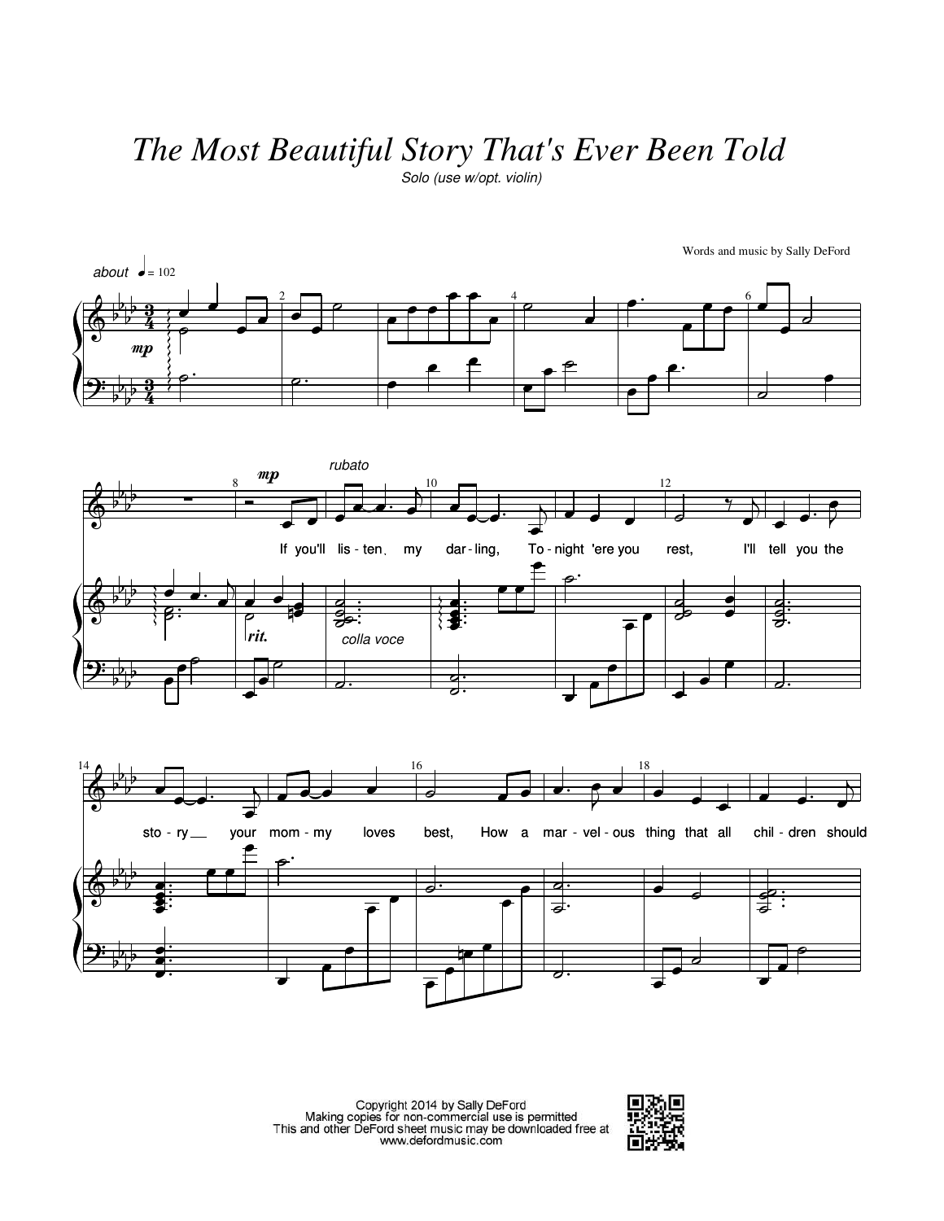# The Most Beautiful Story That's Ever Been Told

*Solo (use w/opt. violin)*

Words and music by Sally DeFord

about ♩= 102

*mp*

*rubato*

If you'll lis - ten, my dar - ling, To - night 'ere you rest, I'll tell you the sto - ry your mom - my loves best, How a mar - vel - ous thing that all chil - dren should

*rit.*

*colla voce*

Copyright 2014 by Sally DeFord
Making copies for non-commercial use is permitted
This and other DeFord sheet music may be downloaded free at
www.defordmusic.com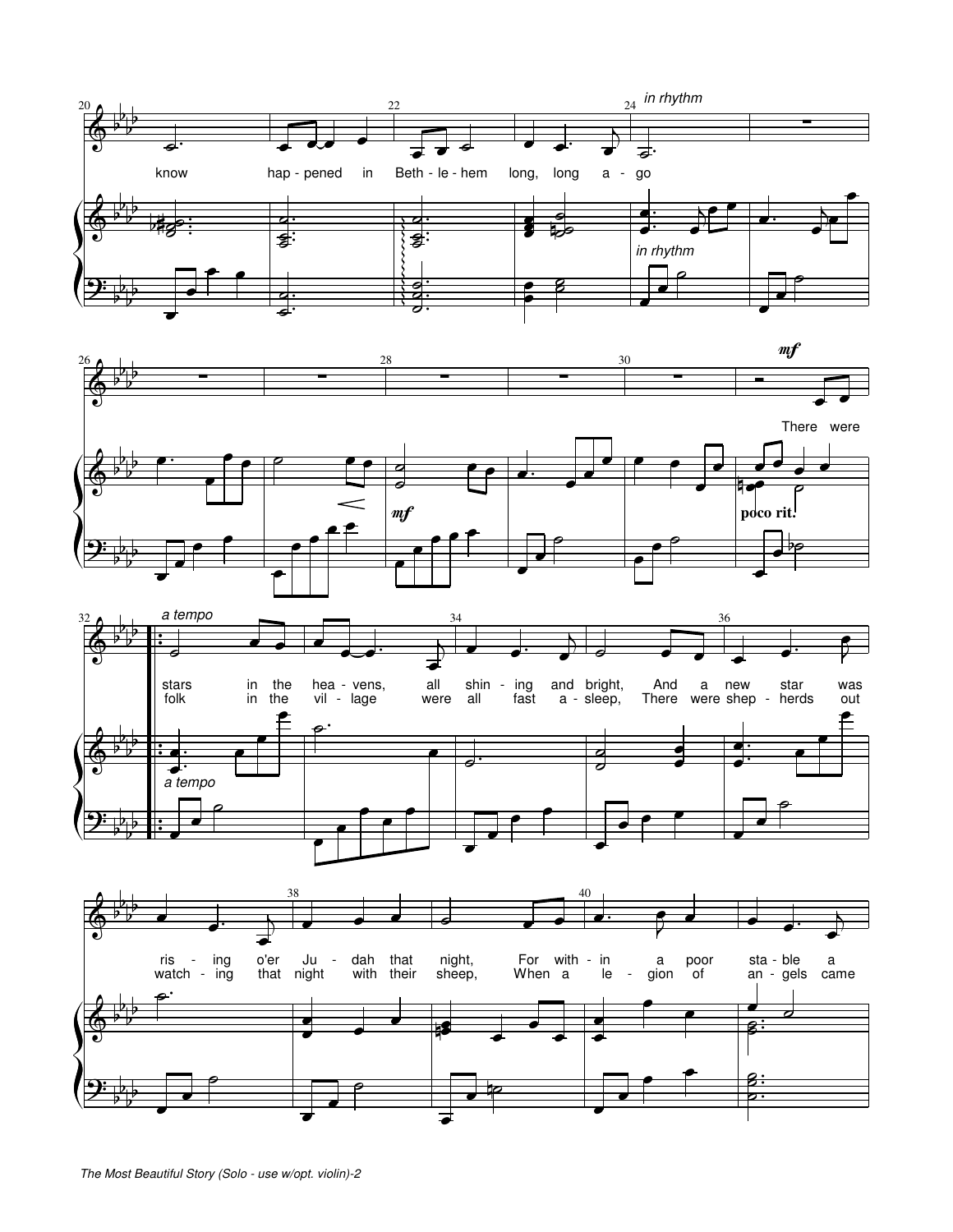*in rhythm*

know hap - pened in Beth - le - hem long, long a - go

*in rhythm*

*mf*

*poco rit.*

There were

*a tempo*

stars in the hea - vens, all shin - ing and bright, And a new star was ris - ing o'er Ju - dah that night, For with - in a poor sta - ble a

folk in the vil - lage were all fast a - sleep, There were shep - herds out watch - ing that night with their sheep, When a le - gion of an - gels came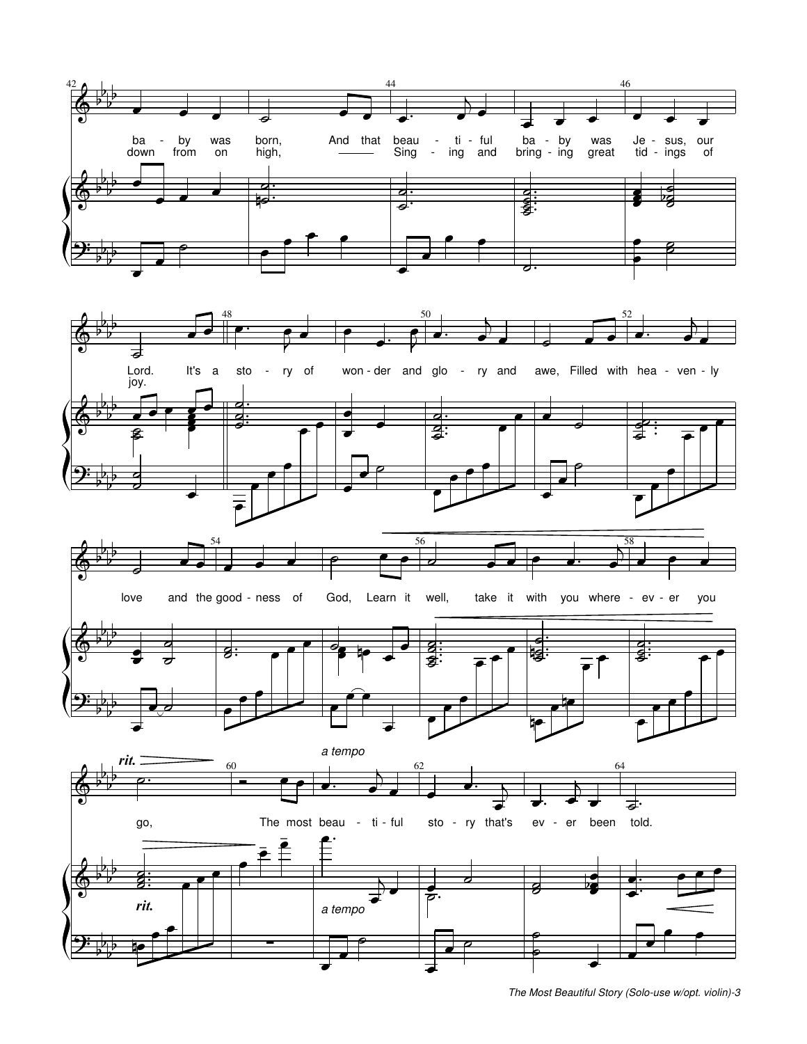ba - by was born, And that beau - ti - ful ba - by was Je - sus, our Lord.

down from on high, Sing - ing and bring - ing great tid - ings of joy.

It's a sto - ry of won - der and glo - ry and awe, Filled with hea - ven - ly love and the good - ness of God, Learn it well, take it with you where - ev - er you go,

*rit.*

*a tempo*

The most beau - ti - ful sto - ry that's ev - er been told.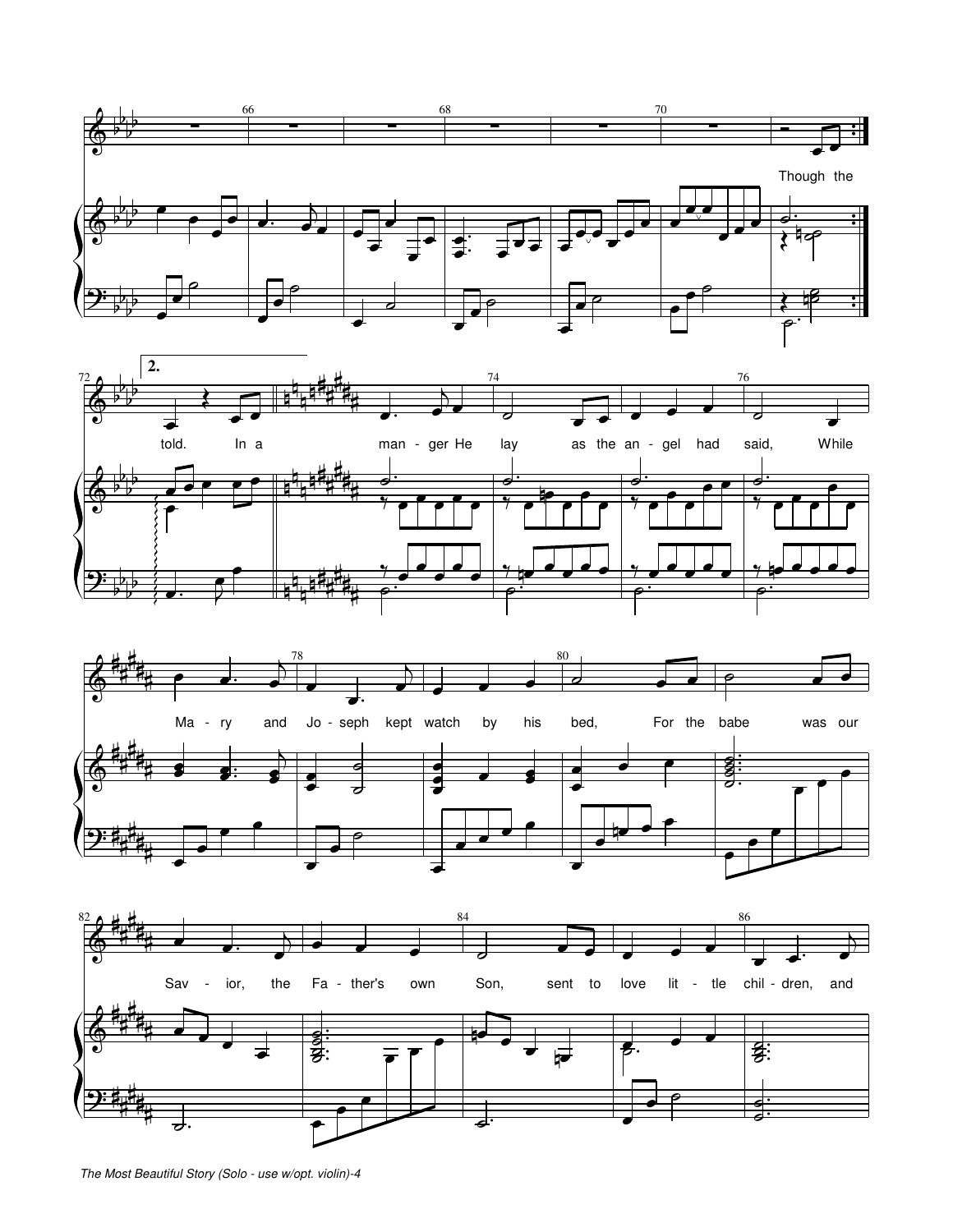Though the

told. In a man - ger He lay as the an - gel had said, While Ma - ry and Jo - seph kept watch by his bed, For the babe was our Sav - ior, the Fa - ther's own Son, sent to love lit - tle chil - dren, and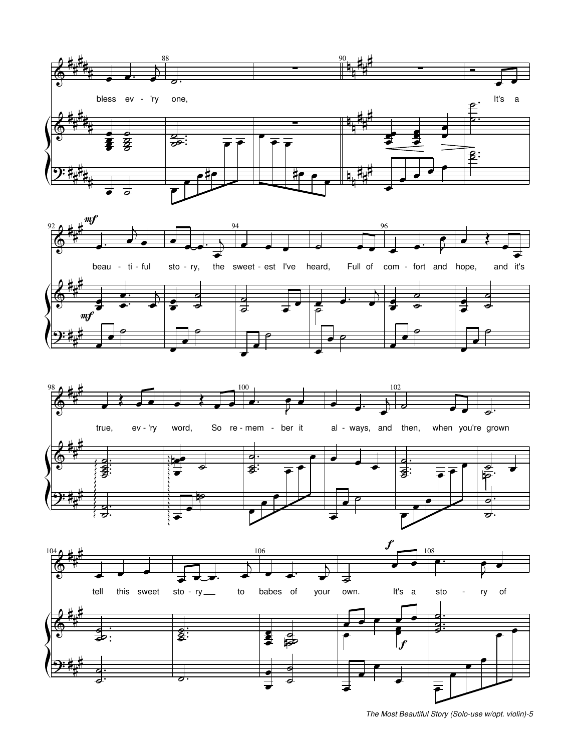bless ev - 'ry one, It's a

*mf*

beau - ti - ful sto - ry, the sweet - est I've heard, Full of com - fort and hope, and it's

true, ev - 'ry word, So re - mem - ber it al - ways, and then, when you're grown

tell this sweet sto - ry to babes of your own. It's a sto - ry of

*f*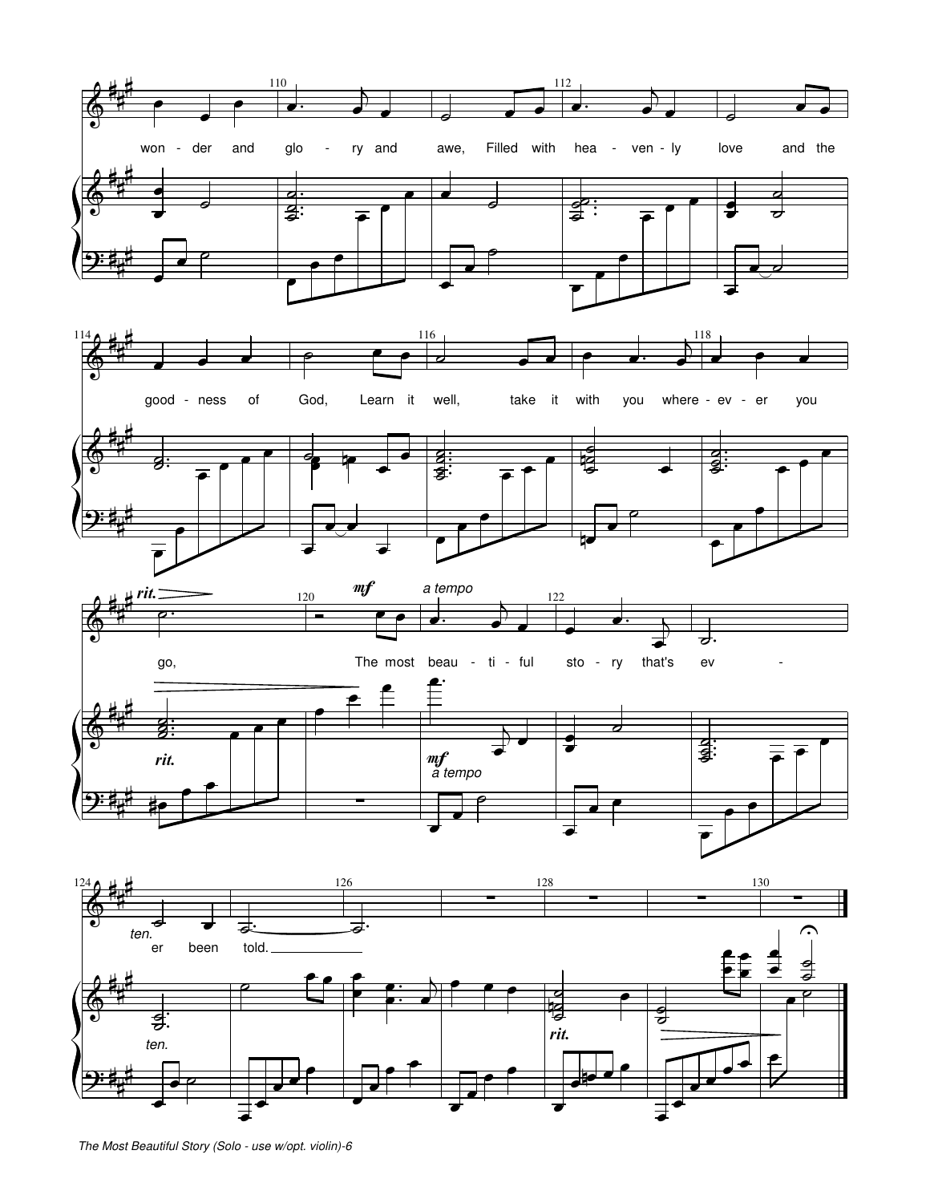wonder and glory and awe, Filled with heavenly love and the goodness of God, Learn it well, take it with you wherever you go, The most beautiful story that's ever been told.

*rit.* *mf* *a tempo* *ten.*